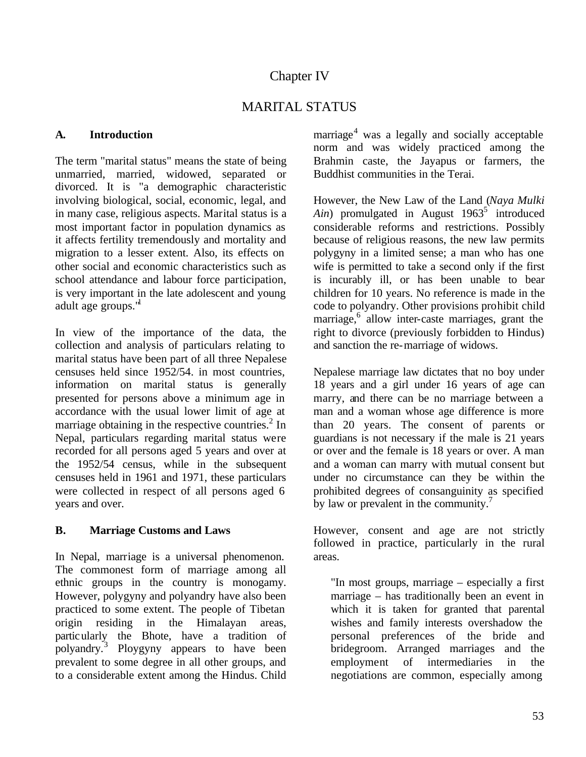# Chapter IV

# MARITAL STATUS

## A. Introduction

The term "marital status" means the state of being unmarried, married, widowed, separated or divorced. It is "a demographic characteristic involving biological, social, economic, legal, and in many case, religious aspects. Marital status is a most important factor in population dynamics as it affects fertility tremendously and mortality and migration to a lesser extent. Also, its effects on other social and economic characteristics such as school attendance and labour force participation, is very important in the late adolescent and young adult age groups."[1]

In view of the importance of the data, the collection and analysis of particulars relating to marital status have been part of all three Nepalese censuses held since 1952/54. in most countries, information on marital status is generally presented for persons above a minimum age in accordance with the usual lower limit of age at marriage obtaining in the respective countries.[2] In Nepal, particulars regarding marital status were recorded for all persons aged 5 years and over at the 1952/54 census, while in the subsequent censuses held in 1961 and 1971, these particulars were collected in respect of all persons aged 6 years and over.

## B. Marriage Customs and Laws

In Nepal, marriage is a universal phenomenon. The commonest form of marriage among all ethnic groups in the country is monogamy. However, polygyny and polyandry have also been practiced to some extent. The people of Tibetan origin residing in the Himalayan areas, particularly the Bhote, have a tradition of polyandry.[3] Ploygyny appears to have been prevalent to some degree in all other groups, and to a considerable extent among the Hindus. Child marriage[4] was a legally and socially acceptable norm and was widely practiced among the Brahmin caste, the Jayapus or farmers, the Buddhist communities in the Terai.

However, the New Law of the Land (*Naya Mulki Ain*) promulgated in August 1963[5] introduced considerable reforms and restrictions. Possibly because of religious reasons, the new law permits polygyny in a limited sense; a man who has one wife is permitted to take a second only if the first is incurably ill, or has been unable to bear children for 10 years. No reference is made in the code to polyandry. Other provisions prohibit child marriage,[6] allow inter-caste marriages, grant the right to divorce (previously forbidden to Hindus) and sanction the re-marriage of widows.

Nepalese marriage law dictates that no boy under 18 years and a girl under 16 years of age can marry, and there can be no marriage between a man and a woman whose age difference is more than 20 years. The consent of parents or guardians is not necessary if the male is 21 years or over and the female is 18 years or over. A man and a woman can marry with mutual consent but under no circumstance can they be within the prohibited degrees of consanguinity as specified by law or prevalent in the community.[7]

However, consent and age are not strictly followed in practice, particularly in the rural areas.

> "In most groups, marriage – especially a first marriage – has traditionally been an event in which it is taken for granted that parental wishes and family interests overshadow the personal preferences of the bride and bridegroom. Arranged marriages and the employment of intermediaries in the negotiations are common, especially among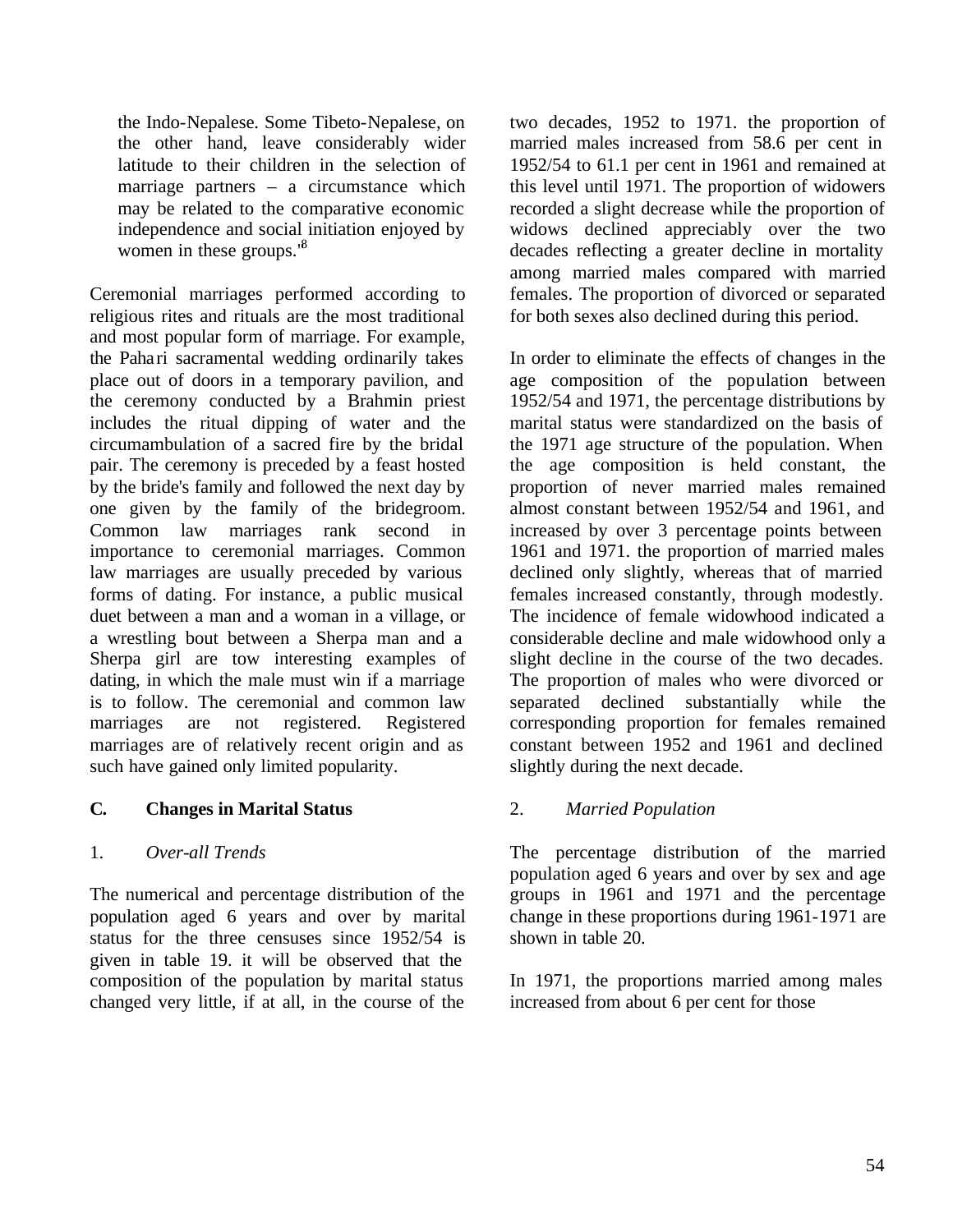the Indo-Nepalese. Some Tibeto-Nepalese, on the other hand, leave considerably wider latitude to their children in the selection of marriage partners – a circumstance which may be related to the comparative economic independence and social initiation enjoyed by women in these groups.'[8]

Ceremonial marriages performed according to religious rites and rituals are the most traditional and most popular form of marriage. For example, the Pahari sacramental wedding ordinarily takes place out of doors in a temporary pavilion, and the ceremony conducted by a Brahmin priest includes the ritual dipping of water and the circumambulation of a sacred fire by the bridal pair. The ceremony is preceded by a feast hosted by the bride's family and followed the next day by one given by the family of the bridegroom. Common law marriages rank second in importance to ceremonial marriages. Common law marriages are usually preceded by various forms of dating. For instance, a public musical duet between a man and a woman in a village, or a wrestling bout between a Sherpa man and a Sherpa girl are tow interesting examples of dating, in which the male must win if a marriage is to follow. The ceremonial and common law marriages are not registered. Registered marriages are of relatively recent origin and as such have gained only limited popularity.

## C. Changes in Marital Status

### 1. *Over-all Trends*

The numerical and percentage distribution of the population aged 6 years and over by marital status for the three censuses since 1952/54 is given in table 19. it will be observed that the composition of the population by marital status changed very little, if at all, in the course of the two decades, 1952 to 1971. the proportion of married males increased from 58.6 per cent in 1952/54 to 61.1 per cent in 1961 and remained at this level until 1971. The proportion of widowers recorded a slight decrease while the proportion of widows declined appreciably over the two decades reflecting a greater decline in mortality among married males compared with married females. The proportion of divorced or separated for both sexes also declined during this period.

In order to eliminate the effects of changes in the age composition of the population between 1952/54 and 1971, the percentage distributions by marital status were standardized on the basis of the 1971 age structure of the population. When the age composition is held constant, the proportion of never married males remained almost constant between 1952/54 and 1961, and increased by over 3 percentage points between 1961 and 1971. the proportion of married males declined only slightly, whereas that of married females increased constantly, through modestly. The incidence of female widowhood indicated a considerable decline and male widowhood only a slight decline in the course of the two decades. The proportion of males who were divorced or separated declined substantially while the corresponding proportion for females remained constant between 1952 and 1961 and declined slightly during the next decade.

### 2. *Married Population*

The percentage distribution of the married population aged 6 years and over by sex and age groups in 1961 and 1971 and the percentage change in these proportions during 1961-1971 are shown in table 20.

In 1971, the proportions married among males increased from about 6 per cent for those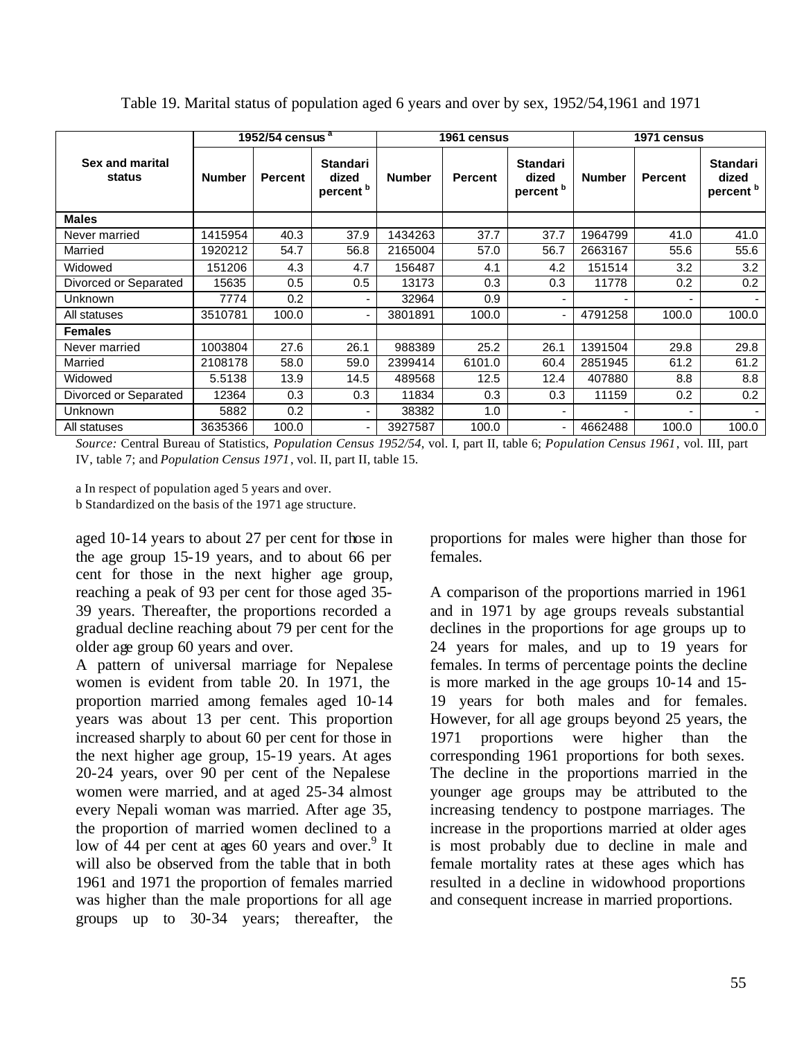Table 19. Marital status of population aged 6 years and over by sex, 1952/54,1961 and 1971

| Sex and marital status | 1952/54 census [a] | | | 1961 census | | | 1971 census | | |
|---|---|---|---|---|---|---|---|---|---|
| | Number | Percent | Standardized percent [b] | Number | Percent | Standardized percent [b] | Number | Percent | Standardized percent [b] |
| **Males** | | | | | | | | | |
| Never married | 1415954 | 40.3 | 37.9 | 1434263 | 37.7 | 37.7 | 1964799 | 41.0 | 41.0 |
| Married | 1920212 | 54.7 | 56.8 | 2165004 | 57.0 | 56.7 | 2663167 | 55.6 | 55.6 |
| Widowed | 151206 | 4.3 | 4.7 | 156487 | 4.1 | 4.2 | 151514 | 3.2 | 3.2 |
| Divorced or Separated | 15635 | 0.5 | 0.5 | 13173 | 0.3 | 0.3 | 11778 | 0.2 | 0.2 |
| Unknown | 7774 | 0.2 | - | 32964 | 0.9 | - | - | - | - |
| All statuses | 3510781 | 100.0 | - | 3801891 | 100.0 | - | 4791258 | 100.0 | 100.0 |
| **Females** | | | | | | | | | |
| Never married | 1003804 | 27.6 | 26.1 | 988389 | 25.2 | 26.1 | 1391504 | 29.8 | 29.8 |
| Married | 2108178 | 58.0 | 59.0 | 2399414 | 6101.0 | 60.4 | 2851945 | 61.2 | 61.2 |
| Widowed | 5.5138 | 13.9 | 14.5 | 489568 | 12.5 | 12.4 | 407880 | 8.8 | 8.8 |
| Divorced or Separated | 12364 | 0.3 | 0.3 | 11834 | 0.3 | 0.3 | 11159 | 0.2 | 0.2 |
| Unknown | 5882 | 0.2 | - | 38382 | 1.0 | - | - | - | - |
| All statuses | 3635366 | 100.0 | - | 3927587 | 100.0 | - | 4662488 | 100.0 | 100.0 |

*Source:* Central Bureau of Statistics, *Population Census 1952/54*, vol. I, part II, table 6; *Population Census 1961*, vol. III, part IV, table 7; and *Population Census 1971*, vol. II, part II, table 15.

a In respect of population aged 5 years and over.
b Standardized on the basis of the 1971 age structure.

aged 10-14 years to about 27 per cent for those in the age group 15-19 years, and to about 66 per cent for those in the next higher age group, reaching a peak of 93 per cent for those aged 35-39 years. Thereafter, the proportions recorded a gradual decline reaching about 79 per cent for the older age group 60 years and over.

A pattern of universal marriage for Nepalese women is evident from table 20. In 1971, the proportion married among females aged 10-14 years was about 13 per cent. This proportion increased sharply to about 60 per cent for those in the next higher age group, 15-19 years. At ages 20-24 years, over 90 per cent of the Nepalese women were married, and at aged 25-34 almost every Nepali woman was married. After age 35, the proportion of married women declined to a low of 44 per cent at ages 60 years and over.[9] It will also be observed from the table that in both 1961 and 1971 the proportion of females married was higher than the male proportions for all age groups up to 30-34 years; thereafter, the proportions for males were higher than those for females.

A comparison of the proportions married in 1961 and in 1971 by age groups reveals substantial declines in the proportions for age groups up to 24 years for males, and up to 19 years for females. In terms of percentage points the decline is more marked in the age groups 10-14 and 15-19 years for both males and for females. However, for all age groups beyond 25 years, the 1971 proportions were higher than the corresponding 1961 proportions for both sexes. The decline in the proportions married in the younger age groups may be attributed to the increasing tendency to postpone marriages. The increase in the proportions married at older ages is most probably due to decline in male and female mortality rates at these ages which has resulted in a decline in widowhood proportions and consequent increase in married proportions.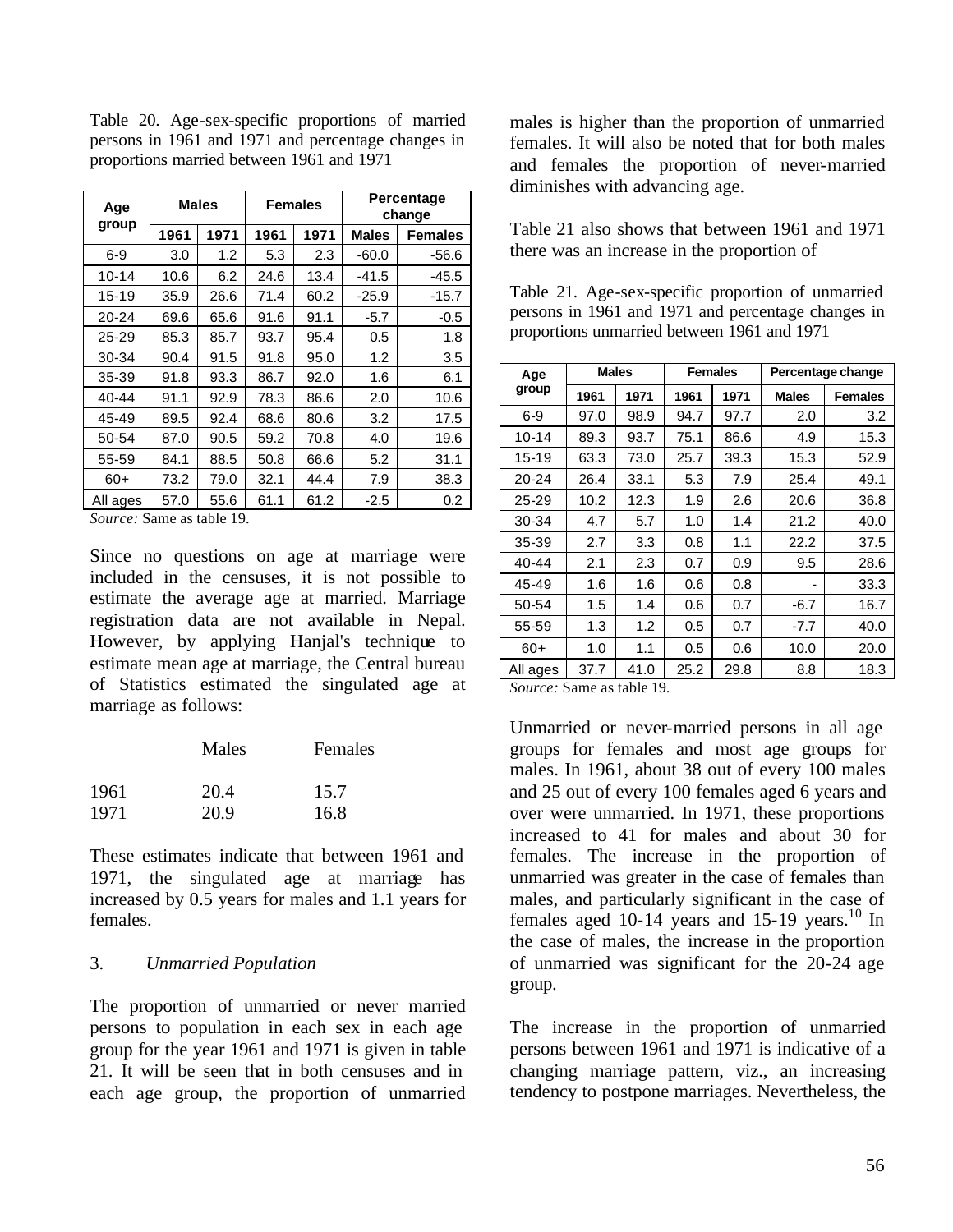Table 20. Age-sex-specific proportions of married persons in 1961 and 1971 and percentage changes in proportions married between 1961 and 1971

| Age group | Males | | Females | | Percentage change | |
|---|---|---|---|---|---|---|
| | 1961 | 1971 | 1961 | 1971 | Males | Females |
| 6-9 | 3.0 | 1.2 | 5.3 | 2.3 | -60.0 | -56.6 |
| 10-14 | 10.6 | 6.2 | 24.6 | 13.4 | -41.5 | -45.5 |
| 15-19 | 35.9 | 26.6 | 71.4 | 60.2 | -25.9 | -15.7 |
| 20-24 | 69.6 | 65.6 | 91.6 | 91.1 | -5.7 | -0.5 |
| 25-29 | 85.3 | 85.7 | 93.7 | 95.4 | 0.5 | 1.8 |
| 30-34 | 90.4 | 91.5 | 91.8 | 95.0 | 1.2 | 3.5 |
| 35-39 | 91.8 | 93.3 | 86.7 | 92.0 | 1.6 | 6.1 |
| 40-44 | 91.1 | 92.9 | 78.3 | 86.6 | 2.0 | 10.6 |
| 45-49 | 89.5 | 92.4 | 68.6 | 80.6 | 3.2 | 17.5 |
| 50-54 | 87.0 | 90.5 | 59.2 | 70.8 | 4.0 | 19.6 |
| 55-59 | 84.1 | 88.5 | 50.8 | 66.6 | 5.2 | 31.1 |
| 60+ | 73.2 | 79.0 | 32.1 | 44.4 | 7.9 | 38.3 |
| All ages | 57.0 | 55.6 | 61.1 | 61.2 | -2.5 | 0.2 |

*Source:* Same as table 19.

Since no questions on age at marriage were included in the censuses, it is not possible to estimate the average age at married. Marriage registration data are not available in Nepal. However, by applying Hanjal's technique to estimate mean age at marriage, the Central bureau of Statistics estimated the singulated age at marriage as follows:

| | Males | Females |
|---|---|---|
| 1961 | 20.4 | 15.7 |
| 1971 | 20.9 | 16.8 |

These estimates indicate that between 1961 and 1971, the singulated age at marriage has increased by 0.5 years for males and 1.1 years for females.

### 3. *Unmarried Population*

The proportion of unmarried or never married persons to population in each sex in each age group for the year 1961 and 1971 is given in table 21. It will be seen that in both censuses and in each age group, the proportion of unmarried males is higher than the proportion of unmarried females. It will also be noted that for both males and females the proportion of never-married diminishes with advancing age.

Table 21 also shows that between 1961 and 1971 there was an increase in the proportion of

Table 21. Age-sex-specific proportion of unmarried persons in 1961 and 1971 and percentage changes in proportions unmarried between 1961 and 1971

| Age group | Males | | Females | | Percentage change | |
|---|---|---|---|---|---|---|
| | 1961 | 1971 | 1961 | 1971 | Males | Females |
| 6-9 | 97.0 | 98.9 | 94.7 | 97.7 | 2.0 | 3.2 |
| 10-14 | 89.3 | 93.7 | 75.1 | 86.6 | 4.9 | 15.3 |
| 15-19 | 63.3 | 73.0 | 25.7 | 39.3 | 15.3 | 52.9 |
| 20-24 | 26.4 | 33.1 | 5.3 | 7.9 | 25.4 | 49.1 |
| 25-29 | 10.2 | 12.3 | 1.9 | 2.6 | 20.6 | 36.8 |
| 30-34 | 4.7 | 5.7 | 1.0 | 1.4 | 21.2 | 40.0 |
| 35-39 | 2.7 | 3.3 | 0.8 | 1.1 | 22.2 | 37.5 |
| 40-44 | 2.1 | 2.3 | 0.7 | 0.9 | 9.5 | 28.6 |
| 45-49 | 1.6 | 1.6 | 0.6 | 0.8 | - | 33.3 |
| 50-54 | 1.5 | 1.4 | 0.6 | 0.7 | -6.7 | 16.7 |
| 55-59 | 1.3 | 1.2 | 0.5 | 0.7 | -7.7 | 40.0 |
| 60+ | 1.0 | 1.1 | 0.5 | 0.6 | 10.0 | 20.0 |
| All ages | 37.7 | 41.0 | 25.2 | 29.8 | 8.8 | 18.3 |

*Source:* Same as table 19.

Unmarried or never-married persons in all age groups for females and most age groups for males. In 1961, about 38 out of every 100 males and 25 out of every 100 females aged 6 years and over were unmarried. In 1971, these proportions increased to 41 for males and about 30 for females. The increase in the proportion of unmarried was greater in the case of females than males, and particularly significant in the case of females aged 10-14 years and 15-19 years.[10] In the case of males, the increase in the proportion of unmarried was significant for the 20-24 age group.

The increase in the proportion of unmarried persons between 1961 and 1971 is indicative of a changing marriage pattern, viz., an increasing tendency to postpone marriages. Nevertheless, the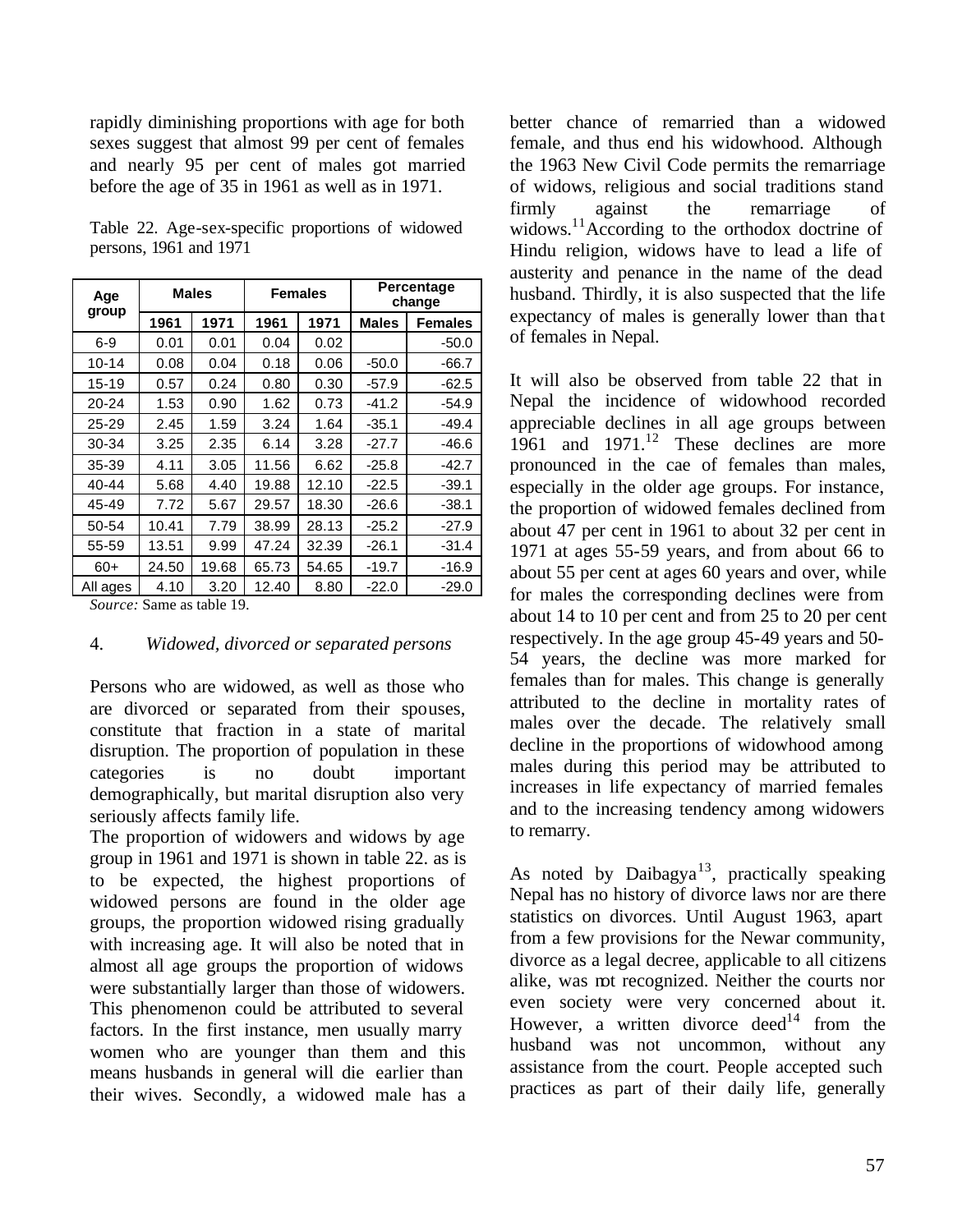rapidly diminishing proportions with age for both sexes suggest that almost 99 per cent of females and nearly 95 per cent of males got married before the age of 35 in 1961 as well as in 1971.

Table 22. Age-sex-specific proportions of widowed persons, 1961 and 1971

| Age group | Males | | Females | | Percentage change | |
|---|---|---|---|---|---|---|
| | 1961 | 1971 | 1961 | 1971 | Males | Females |
| 6-9 | 0.01 | 0.01 | 0.04 | 0.02 | | -50.0 |
| 10-14 | 0.08 | 0.04 | 0.18 | 0.06 | -50.0 | -66.7 |
| 15-19 | 0.57 | 0.24 | 0.80 | 0.30 | -57.9 | -62.5 |
| 20-24 | 1.53 | 0.90 | 1.62 | 0.73 | -41.2 | -54.9 |
| 25-29 | 2.45 | 1.59 | 3.24 | 1.64 | -35.1 | -49.4 |
| 30-34 | 3.25 | 2.35 | 6.14 | 3.28 | -27.7 | -46.6 |
| 35-39 | 4.11 | 3.05 | 11.56 | 6.62 | -25.8 | -42.7 |
| 40-44 | 5.68 | 4.40 | 19.88 | 12.10 | -22.5 | -39.1 |
| 45-49 | 7.72 | 5.67 | 29.57 | 18.30 | -26.6 | -38.1 |
| 50-54 | 10.41 | 7.79 | 38.99 | 28.13 | -25.2 | -27.9 |
| 55-59 | 13.51 | 9.99 | 47.24 | 32.39 | -26.1 | -31.4 |
| 60+ | 24.50 | 19.68 | 65.73 | 54.65 | -19.7 | -16.9 |
| All ages | 4.10 | 3.20 | 12.40 | 8.80 | -22.0 | -29.0 |

*Source:* Same as table 19.

### 4. *Widowed, divorced or separated persons*

Persons who are widowed, as well as those who are divorced or separated from their spouses, constitute that fraction in a state of marital disruption. The proportion of population in these categories is no doubt important demographically, but marital disruption also very seriously affects family life.

The proportion of widowers and widows by age group in 1961 and 1971 is shown in table 22. as is to be expected, the highest proportions of widowed persons are found in the older age groups, the proportion widowed rising gradually with increasing age. It will also be noted that in almost all age groups the proportion of widows were substantially larger than those of widowers. This phenomenon could be attributed to several factors. In the first instance, men usually marry women who are younger than them and this means husbands in general will die earlier than their wives. Secondly, a widowed male has a better chance of remarried than a widowed female, and thus end his widowhood. Although the 1963 New Civil Code permits the remarriage of widows, religious and social traditions stand firmly against the remarriage of widows.[11] According to the orthodox doctrine of Hindu religion, widows have to lead a life of austerity and penance in the name of the dead husband. Thirdly, it is also suspected that the life expectancy of males is generally lower than that of females in Nepal.

It will also be observed from table 22 that in Nepal the incidence of widowhood recorded appreciable declines in all age groups between 1961 and 1971.[12] These declines are more pronounced in the cae of females than males, especially in the older age groups. For instance, the proportion of widowed females declined from about 47 per cent in 1961 to about 32 per cent in 1971 at ages 55-59 years, and from about 66 to about 55 per cent at ages 60 years and over, while for males the corresponding declines were from about 14 to 10 per cent and from 25 to 20 per cent respectively. In the age group 45-49 years and 50-54 years, the decline was more marked for females than for males. This change is generally attributed to the decline in mortality rates of males over the decade. The relatively small decline in the proportions of widowhood among males during this period may be attributed to increases in life expectancy of married females and to the increasing tendency among widowers to remarry.

As noted by Daibagya[13], practically speaking Nepal has no history of divorce laws nor are there statistics on divorces. Until August 1963, apart from a few provisions for the Newar community, divorce as a legal decree, applicable to all citizens alike, was not recognized. Neither the courts nor even society were very concerned about it. However, a written divorce deed[14] from the husband was not uncommon, without any assistance from the court. People accepted such practices as part of their daily life, generally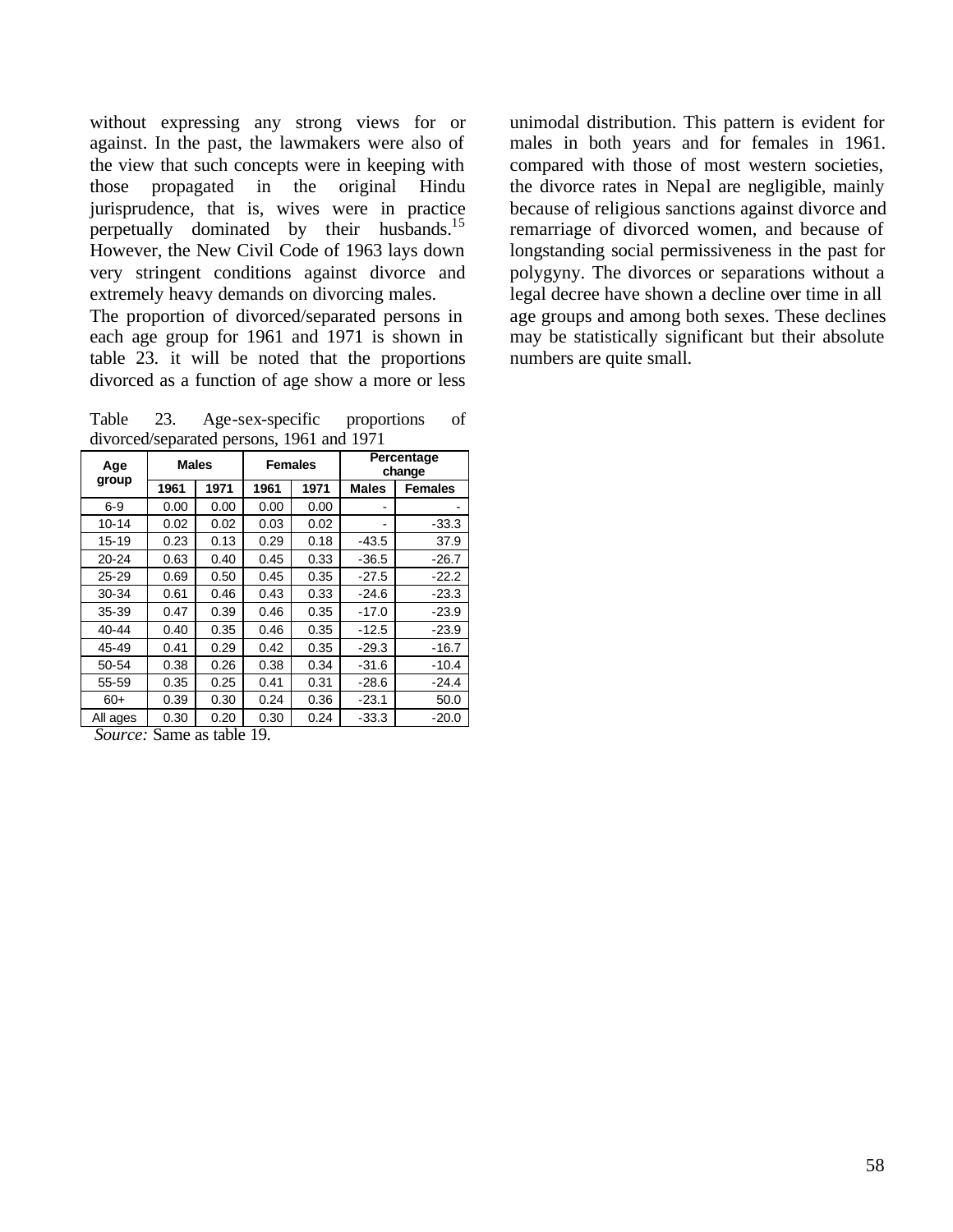without expressing any strong views for or against. In the past, the lawmakers were also of the view that such concepts were in keeping with those propagated in the original Hindu jurisprudence, that is, wives were in practice perpetually dominated by their husbands.[15] However, the New Civil Code of 1963 lays down very stringent conditions against divorce and extremely heavy demands on divorcing males.

The proportion of divorced/separated persons in each age group for 1961 and 1971 is shown in table 23. it will be noted that the proportions divorced as a function of age show a more or less unimodal distribution. This pattern is evident for males in both years and for females in 1961. compared with those of most western societies, the divorce rates in Nepal are negligible, mainly because of religious sanctions against divorce and remarriage of divorced women, and because of longstanding social permissiveness in the past for polygyny. The divorces or separations without a legal decree have shown a decline over time in all age groups and among both sexes. These declines may be statistically significant but their absolute numbers are quite small.

Table 23. Age-sex-specific proportions of divorced/separated persons, 1961 and 1971

| Age group | Males | | Females | | Percentage change | |
|---|---|---|---|---|---|---|
| | 1961 | 1971 | 1961 | 1971 | Males | Females |
| 6-9 | 0.00 | 0.00 | 0.00 | 0.00 | - | - |
| 10-14 | 0.02 | 0.02 | 0.03 | 0.02 | - | -33.3 |
| 15-19 | 0.23 | 0.13 | 0.29 | 0.18 | -43.5 | 37.9 |
| 20-24 | 0.63 | 0.40 | 0.45 | 0.33 | -36.5 | -26.7 |
| 25-29 | 0.69 | 0.50 | 0.45 | 0.35 | -27.5 | -22.2 |
| 30-34 | 0.61 | 0.46 | 0.43 | 0.33 | -24.6 | -23.3 |
| 35-39 | 0.47 | 0.39 | 0.46 | 0.35 | -17.0 | -23.9 |
| 40-44 | 0.40 | 0.35 | 0.46 | 0.35 | -12.5 | -23.9 |
| 45-49 | 0.41 | 0.29 | 0.42 | 0.35 | -29.3 | -16.7 |
| 50-54 | 0.38 | 0.26 | 0.38 | 0.34 | -31.6 | -10.4 |
| 55-59 | 0.35 | 0.25 | 0.41 | 0.31 | -28.6 | -24.4 |
| 60+ | 0.39 | 0.30 | 0.24 | 0.36 | -23.1 | 50.0 |
| All ages | 0.30 | 0.20 | 0.30 | 0.24 | -33.3 | -20.0 |

*Source:* Same as table 19.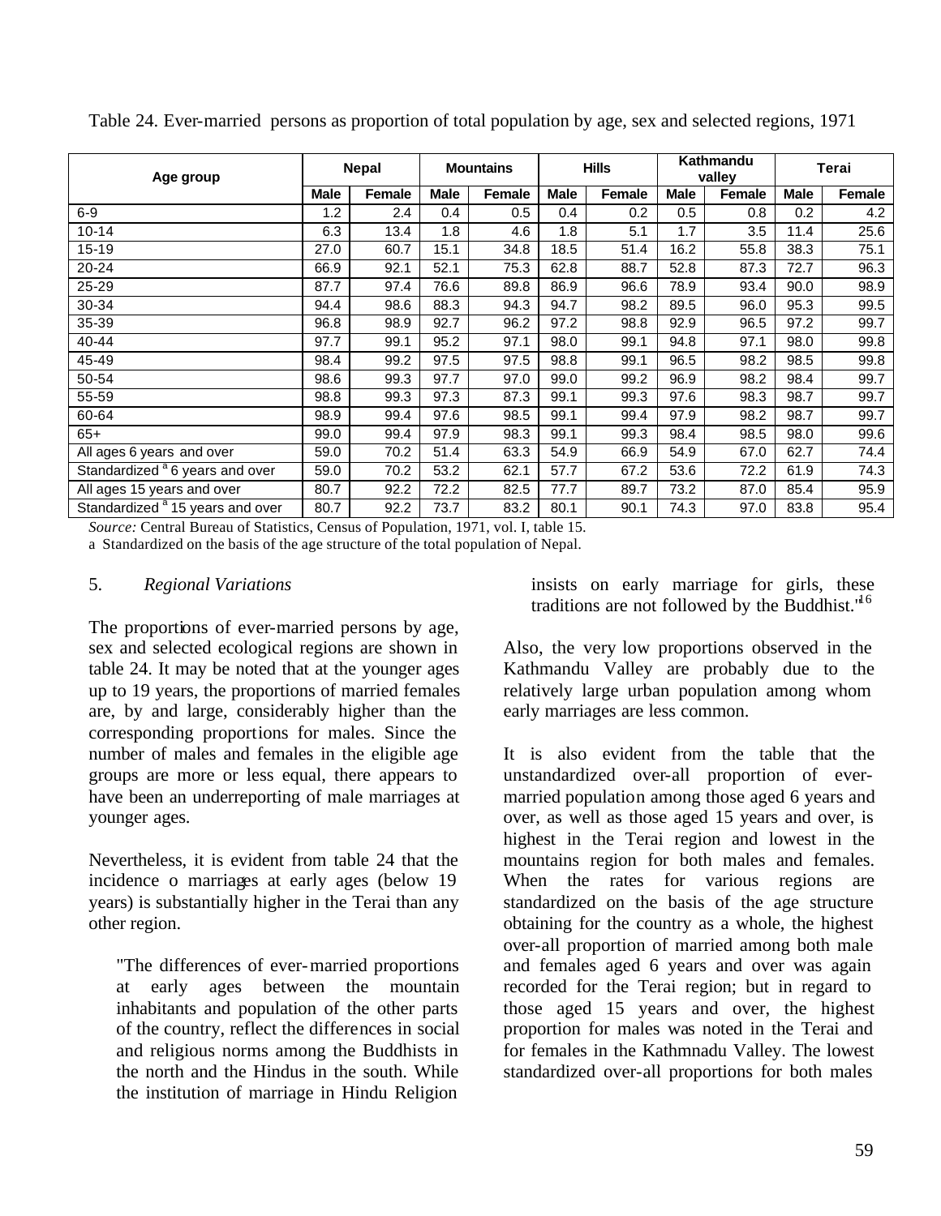Table 24. Ever-married persons as proportion of total population by age, sex and selected regions, 1971

| Age group | Nepal | | Mountains | | Hills | | Kathmandu valley | | Terai | |
|---|---|---|---|---|---|---|---|---|---|---|
| | Male | Female | Male | Female | Male | Female | Male | Female | Male | Female |
| 6-9 | 1.2 | 2.4 | 0.4 | 0.5 | 0.4 | 0.2 | 0.5 | 0.8 | 0.2 | 4.2 |
| 10-14 | 6.3 | 13.4 | 1.8 | 4.6 | 1.8 | 5.1 | 1.7 | 3.5 | 11.4 | 25.6 |
| 15-19 | 27.0 | 60.7 | 15.1 | 34.8 | 18.5 | 51.4 | 16.2 | 55.8 | 38.3 | 75.1 |
| 20-24 | 66.9 | 92.1 | 52.1 | 75.3 | 62.8 | 88.7 | 52.8 | 87.3 | 72.7 | 96.3 |
| 25-29 | 87.7 | 97.4 | 76.6 | 89.8 | 86.9 | 96.6 | 78.9 | 93.4 | 90.0 | 98.9 |
| 30-34 | 94.4 | 98.6 | 88.3 | 94.3 | 94.7 | 98.2 | 89.5 | 96.0 | 95.3 | 99.5 |
| 35-39 | 96.8 | 98.9 | 92.7 | 96.2 | 97.2 | 98.8 | 92.9 | 96.5 | 97.2 | 99.7 |
| 40-44 | 97.7 | 99.1 | 95.2 | 97.1 | 98.0 | 99.1 | 94.8 | 97.1 | 98.0 | 99.8 |
| 45-49 | 98.4 | 99.2 | 97.5 | 97.5 | 98.8 | 99.1 | 96.5 | 98.2 | 98.5 | 99.8 |
| 50-54 | 98.6 | 99.3 | 97.7 | 97.0 | 99.0 | 99.2 | 96.9 | 98.2 | 98.4 | 99.7 |
| 55-59 | 98.8 | 99.3 | 97.3 | 87.3 | 99.1 | 99.3 | 97.6 | 98.3 | 98.7 | 99.7 |
| 60-64 | 98.9 | 99.4 | 97.6 | 98.5 | 99.1 | 99.4 | 97.9 | 98.2 | 98.7 | 99.7 |
| 65+ | 99.0 | 99.4 | 97.9 | 98.3 | 99.1 | 99.3 | 98.4 | 98.5 | 98.0 | 99.6 |
| All ages 6 years and over | 59.0 | 70.2 | 51.4 | 63.3 | 54.9 | 66.9 | 54.9 | 67.0 | 62.7 | 74.4 |
| Standardized [a] 6 years and over | 59.0 | 70.2 | 53.2 | 62.1 | 57.7 | 67.2 | 53.6 | 72.2 | 61.9 | 74.3 |
| All ages 15 years and over | 80.7 | 92.2 | 72.2 | 82.5 | 77.7 | 89.7 | 73.2 | 87.0 | 85.4 | 95.9 |
| Standardized [a] 15 years and over | 80.7 | 92.2 | 73.7 | 83.2 | 80.1 | 90.1 | 74.3 | 97.0 | 83.8 | 95.4 |

*Source:* Central Bureau of Statistics, Census of Population, 1971, vol. I, table 15.

a Standardized on the basis of the age structure of the total population of Nepal.

## 5. *Regional Variations*

The proportions of ever-married persons by age, sex and selected ecological regions are shown in table 24. It may be noted that at the younger ages up to 19 years, the proportions of married females are, by and large, considerably higher than the corresponding proportions for males. Since the number of males and females in the eligible age groups are more or less equal, there appears to have been an underreporting of male marriages at younger ages.

Nevertheless, it is evident from table 24 that the incidence o marriages at early ages (below 19 years) is substantially higher in the Terai than any other region.

> "The differences of ever-married proportions at early ages between the mountain inhabitants and population of the other parts of the country, reflect the differences in social and religious norms among the Buddhists in the north and the Hindus in the south. While the institution of marriage in Hindu Religion insists on early marriage for girls, these traditions are not followed by the Buddhist."[16]

Also, the very low proportions observed in the Kathmandu Valley are probably due to the relatively large urban population among whom early marriages are less common.

It is also evident from the table that the unstandardized over-all proportion of ever-married population among those aged 6 years and over, as well as those aged 15 years and over, is highest in the Terai region and lowest in the mountains region for both males and females. When the rates for various regions are standardized on the basis of the age structure obtaining for the country as a whole, the highest over-all proportion of married among both male and females aged 6 years and over was again recorded for the Terai region; but in regard to those aged 15 years and over, the highest proportion for males was noted in the Terai and for females in the Kathmnadu Valley. The lowest standardized over-all proportions for both males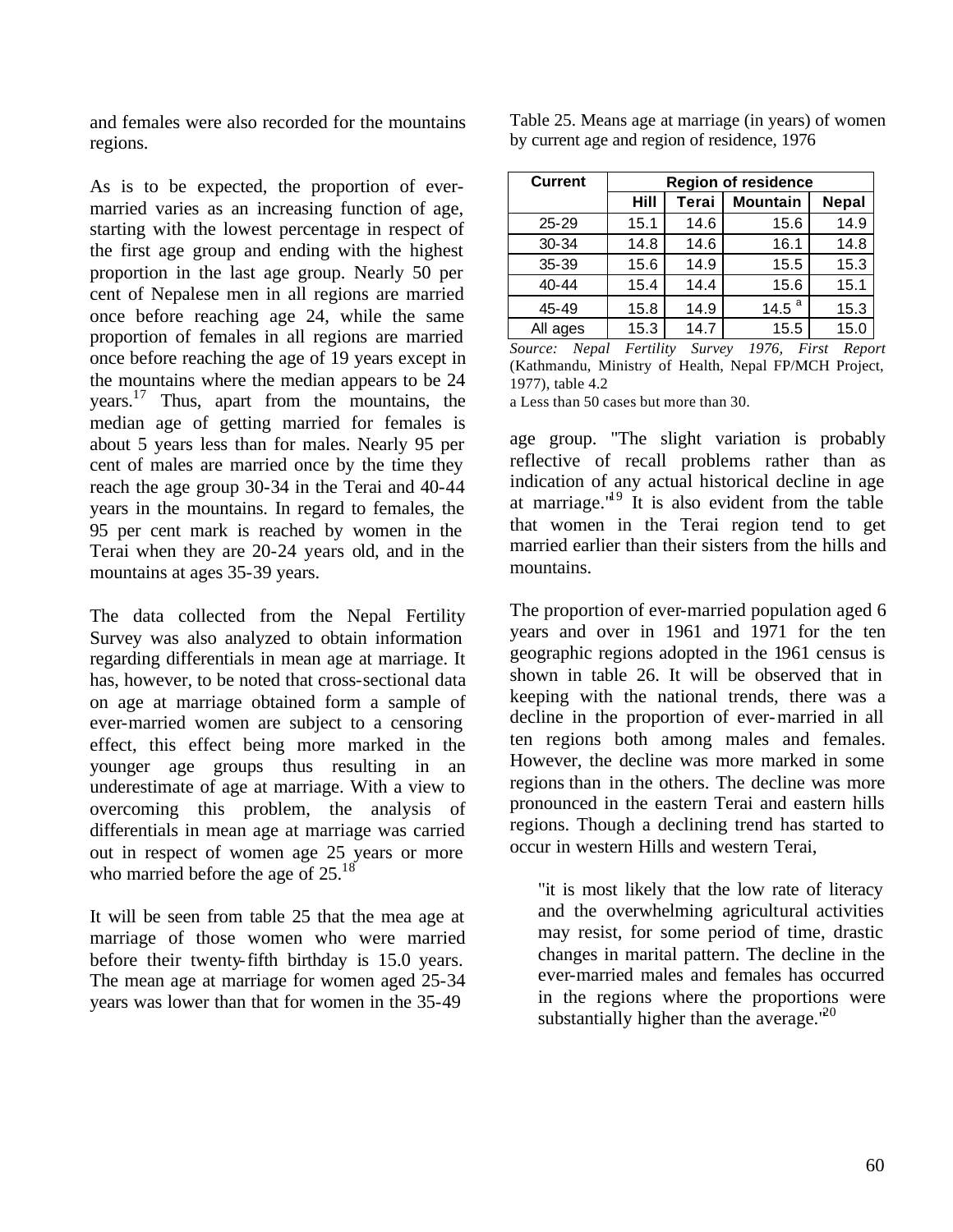and females were also recorded for the mountains regions.

As is to be expected, the proportion of ever-married varies as an increasing function of age, starting with the lowest percentage in respect of the first age group and ending with the highest proportion in the last age group. Nearly 50 per cent of Nepalese men in all regions are married once before reaching age 24, while the same proportion of females in all regions are married once before reaching the age of 19 years except in the mountains where the median appears to be 24 years.[17] Thus, apart from the mountains, the median age of getting married for females is about 5 years less than for males. Nearly 95 per cent of males are married once by the time they reach the age group 30-34 in the Terai and 40-44 years in the mountains. In regard to females, the 95 per cent mark is reached by women in the Terai when they are 20-24 years old, and in the mountains at ages 35-39 years.

The data collected from the Nepal Fertility Survey was also analyzed to obtain information regarding differentials in mean age at marriage. It has, however, to be noted that cross-sectional data on age at marriage obtained form a sample of ever-married women are subject to a censoring effect, this effect being more marked in the younger age groups thus resulting in an underestimate of age at marriage. With a view to overcoming this problem, the analysis of differentials in mean age at marriage was carried out in respect of women age 25 years or more who married before the age of 25.[18]

It will be seen from table 25 that the mea age at marriage of those women who were married before their twenty-fifth birthday is 15.0 years. The mean age at marriage for women aged 25-34 years was lower than that for women in the 35-49

Table 25. Means age at marriage (in years) of women by current age and region of residence, 1976

| Current | Region of residence | | | |
|---|---|---|---|---|
| | Hill | Terai | Mountain | Nepal |
| 25-29 | 15.1 | 14.6 | 15.6 | 14.9 |
| 30-34 | 14.8 | 14.6 | 16.1 | 14.8 |
| 35-39 | 15.6 | 14.9 | 15.5 | 15.3 |
| 40-44 | 15.4 | 14.4 | 15.6 | 15.1 |
| 45-49 | 15.8 | 14.9 | 14.5 [a] | 15.3 |
| All ages | 15.3 | 14.7 | 15.5 | 15.0 |

*Source: Nepal Fertility Survey 1976, First Report* (Kathmandu, Ministry of Health, Nepal FP/MCH Project, 1977), table 4.2

a Less than 50 cases but more than 30.

age group. "The slight variation is probably reflective of recall problems rather than as indication of any actual historical decline in age at marriage."[19] It is also evident from the table that women in the Terai region tend to get married earlier than their sisters from the hills and mountains.

The proportion of ever-married population aged 6 years and over in 1961 and 1971 for the ten geographic regions adopted in the 1961 census is shown in table 26. It will be observed that in keeping with the national trends, there was a decline in the proportion of ever-married in all ten regions both among males and females. However, the decline was more marked in some regions than in the others. The decline was more pronounced in the eastern Terai and eastern hills regions. Though a declining trend has started to occur in western Hills and western Terai,

> "it is most likely that the low rate of literacy and the overwhelming agricultural activities may resist, for some period of time, drastic changes in marital pattern. The decline in the ever-married males and females has occurred in the regions where the proportions were substantially higher than the average."[20]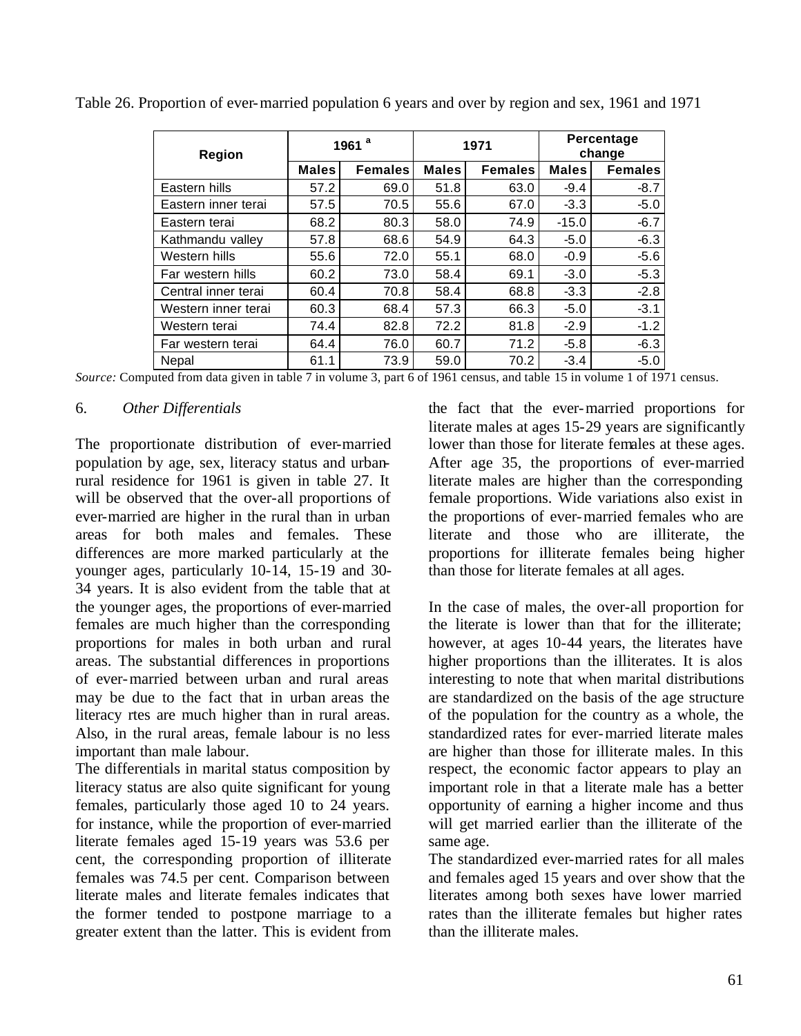Table 26. Proportion of ever-married population 6 years and over by region and sex, 1961 and 1971

| Region | 1961 [a] | | 1971 | | Percentage change | |
|---|---|---|---|---|---|---|
| | Males | Females | Males | Females | Males | Females |
| Eastern hills | 57.2 | 69.0 | 51.8 | 63.0 | -9.4 | -8.7 |
| Eastern inner terai | 57.5 | 70.5 | 55.6 | 67.0 | -3.3 | -5.0 |
| Eastern terai | 68.2 | 80.3 | 58.0 | 74.9 | -15.0 | -6.7 |
| Kathmandu valley | 57.8 | 68.6 | 54.9 | 64.3 | -5.0 | -6.3 |
| Western hills | 55.6 | 72.0 | 55.1 | 68.0 | -0.9 | -5.6 |
| Far western hills | 60.2 | 73.0 | 58.4 | 69.1 | -3.0 | -5.3 |
| Central inner terai | 60.4 | 70.8 | 58.4 | 68.8 | -3.3 | -2.8 |
| Western inner terai | 60.3 | 68.4 | 57.3 | 66.3 | -5.0 | -3.1 |
| Western terai | 74.4 | 82.8 | 72.2 | 81.8 | -2.9 | -1.2 |
| Far western terai | 64.4 | 76.0 | 60.7 | 71.2 | -5.8 | -6.3 |
| Nepal | 61.1 | 73.9 | 59.0 | 70.2 | -3.4 | -5.0 |

*Source:* Computed from data given in table 7 in volume 3, part 6 of 1961 census, and table 15 in volume 1 of 1971 census.

## 6. *Other Differentials*

The proportionate distribution of ever-married population by age, sex, literacy status and urban-rural residence for 1961 is given in table 27. It will be observed that the over-all proportions of ever-married are higher in the rural than in urban areas for both males and females. These differences are more marked particularly at the younger ages, particularly 10-14, 15-19 and 30-34 years. It is also evident from the table that at the younger ages, the proportions of ever-married females are much higher than the corresponding proportions for males in both urban and rural areas. The substantial differences in proportions of ever-married between urban and rural areas may be due to the fact that in urban areas the literacy rtes are much higher than in rural areas. Also, in the rural areas, female labour is no less important than male labour.

The differentials in marital status composition by literacy status are also quite significant for young females, particularly those aged 10 to 24 years. for instance, while the proportion of ever-married literate females aged 15-19 years was 53.6 per cent, the corresponding proportion of illiterate females was 74.5 per cent. Comparison between literate males and literate females indicates that the former tended to postpone marriage to a greater extent than the latter. This is evident from the fact that the ever-married proportions for literate males at ages 15-29 years are significantly lower than those for literate females at these ages. After age 35, the proportions of ever-married literate males are higher than the corresponding female proportions. Wide variations also exist in the proportions of ever-married females who are literate and those who are illiterate, the proportions for illiterate females being higher than those for literate females at all ages.

In the case of males, the over-all proportion for the literate is lower than that for the illiterate; however, at ages 10-44 years, the literates have higher proportions than the illiterates. It is alos interesting to note that when marital distributions are standardized on the basis of the age structure of the population for the country as a whole, the standardized rates for ever-married literate males are higher than those for illiterate males. In this respect, the economic factor appears to play an important role in that a literate male has a better opportunity of earning a higher income and thus will get married earlier than the illiterate of the same age.

The standardized ever-married rates for all males and females aged 15 years and over show that the literates among both sexes have lower married rates than the illiterate females but higher rates than the illiterate males.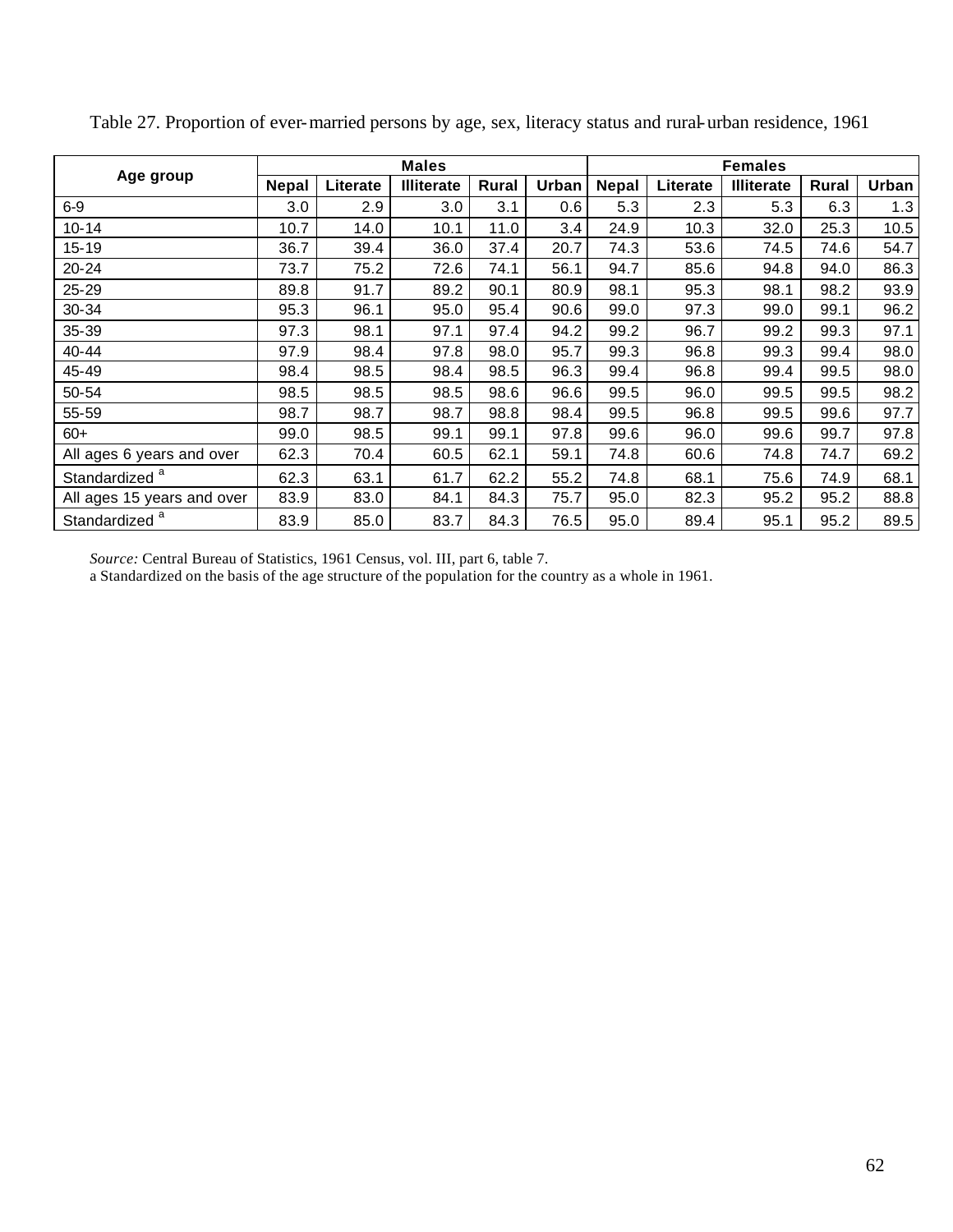Table 27. Proportion of ever-married persons by age, sex, literacy status and rural-urban residence, 1961

| Age group | Males | | | | | Females | | | | |
|---|---|---|---|---|---|---|---|---|---|---|
| | Nepal | Literate | Illiterate | Rural | Urban | Nepal | Literate | Illiterate | Rural | Urban |
| 6-9 | 3.0 | 2.9 | 3.0 | 3.1 | 0.6 | 5.3 | 2.3 | 5.3 | 6.3 | 1.3 |
| 10-14 | 10.7 | 14.0 | 10.1 | 11.0 | 3.4 | 24.9 | 10.3 | 32.0 | 25.3 | 10.5 |
| 15-19 | 36.7 | 39.4 | 36.0 | 37.4 | 20.7 | 74.3 | 53.6 | 74.5 | 74.6 | 54.7 |
| 20-24 | 73.7 | 75.2 | 72.6 | 74.1 | 56.1 | 94.7 | 85.6 | 94.8 | 94.0 | 86.3 |
| 25-29 | 89.8 | 91.7 | 89.2 | 90.1 | 80.9 | 98.1 | 95.3 | 98.1 | 98.2 | 93.9 |
| 30-34 | 95.3 | 96.1 | 95.0 | 95.4 | 90.6 | 99.0 | 97.3 | 99.0 | 99.1 | 96.2 |
| 35-39 | 97.3 | 98.1 | 97.1 | 97.4 | 94.2 | 99.2 | 96.7 | 99.2 | 99.3 | 97.1 |
| 40-44 | 97.9 | 98.4 | 97.8 | 98.0 | 95.7 | 99.3 | 96.8 | 99.3 | 99.4 | 98.0 |
| 45-49 | 98.4 | 98.5 | 98.4 | 98.5 | 96.3 | 99.4 | 96.8 | 99.4 | 99.5 | 98.0 |
| 50-54 | 98.5 | 98.5 | 98.5 | 98.6 | 96.6 | 99.5 | 96.0 | 99.5 | 99.5 | 98.2 |
| 55-59 | 98.7 | 98.7 | 98.7 | 98.8 | 98.4 | 99.5 | 96.8 | 99.5 | 99.6 | 97.7 |
| 60+ | 99.0 | 98.5 | 99.1 | 99.1 | 97.8 | 99.6 | 96.0 | 99.6 | 99.7 | 97.8 |
| All ages 6 years and over | 62.3 | 70.4 | 60.5 | 62.1 | 59.1 | 74.8 | 60.6 | 74.8 | 74.7 | 69.2 |
| Standardized [a] | 62.3 | 63.1 | 61.7 | 62.2 | 55.2 | 74.8 | 68.1 | 75.6 | 74.9 | 68.1 |
| All ages 15 years and over | 83.9 | 83.0 | 84.1 | 84.3 | 75.7 | 95.0 | 82.3 | 95.2 | 95.2 | 88.8 |
| Standardized [a] | 83.9 | 85.0 | 83.7 | 84.3 | 76.5 | 95.0 | 89.4 | 95.1 | 95.2 | 89.5 |

*Source:* Central Bureau of Statistics, 1961 Census, vol. III, part 6, table 7.

a Standardized on the basis of the age structure of the population for the country as a whole in 1961.